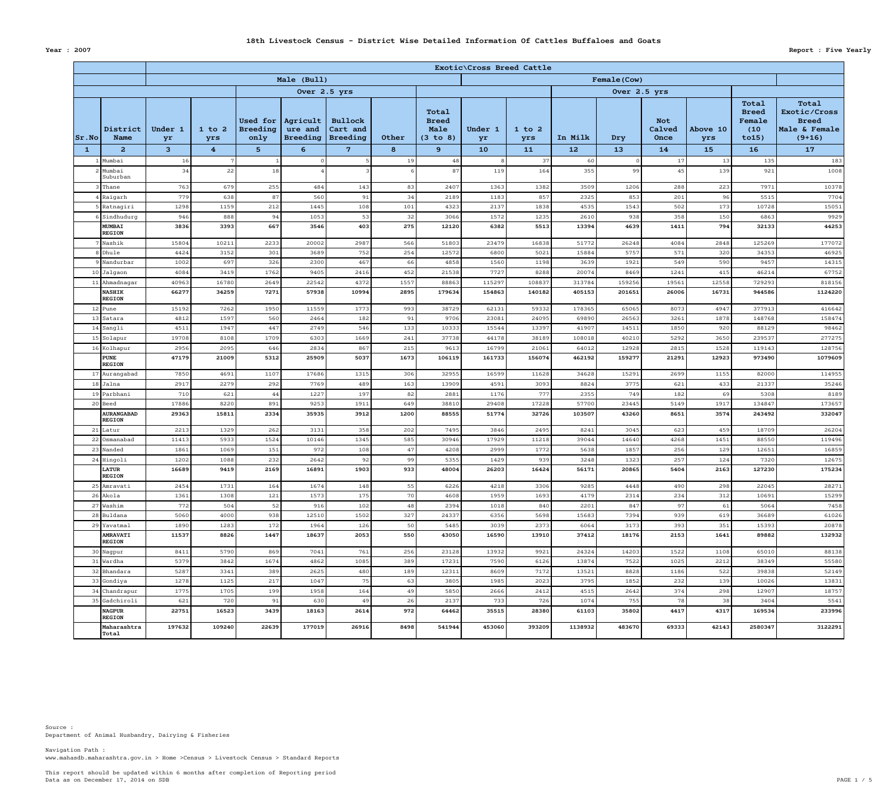# 18th Livestock Census - District Wise Detailed Information Of Cattles Buffaloes and Goats

Year : 2007

Report : Five Yearly

| | | Exotic\Cross Breed Cattle | | | | | | | | | | | | | | |
|---|---|---|---|---|---|---|---|---|---|---|---|---|---|---|---|---|
| | | Male (Bull) | | | | | | | Female(Cow) | | | | | | | |
| | | | | Over 2.5 yrs | | | | | | | Over 2.5 yrs | | | | | |
| Sr.No | District Name | Under 1 yr | 1 to 2 yrs | Used for Breeding only | Agriculture and Breeding | Bullock Cart and Breeding | Other | Total Breed Male (3 to 8) | Under 1 yr | 1 to 2 yrs | In Milk | Dry | Not Calved Once | Above 10 yrs | Total Breed Female (10 to15) | Total Exotic/Cross Breed Male & Female (9+16) |
| 1 | 2 | 3 | 4 | 5 | 6 | 7 | 8 | 9 | 10 | 11 | 12 | 13 | 14 | 15 | 16 | 17 |
| 1 | Mumbai | 16 | 7 | 1 | 0 | 5 | 19 | 48 | 8 | 37 | 60 | 0 | 17 | 13 | 135 | 183 |
| 2 | Mumbai Suburban | 34 | 22 | 18 | 4 | 3 | 6 | 87 | 119 | 164 | 355 | 99 | 45 | 139 | 921 | 1008 |
| 3 | Thane | 763 | 679 | 255 | 484 | 143 | 83 | 2407 | 1363 | 1382 | 3509 | 1206 | 288 | 223 | 7971 | 10378 |
| 4 | Raigarh | 779 | 638 | 87 | 560 | 91 | 34 | 2189 | 1183 | 857 | 2325 | 853 | 201 | 96 | 5515 | 7704 |
| 5 | Ratnagiri | 1298 | 1159 | 212 | 1445 | 108 | 101 | 4323 | 2137 | 1838 | 4535 | 1543 | 502 | 173 | 10728 | 15051 |
| 6 | Sindhudurg | 946 | 888 | 94 | 1053 | 53 | 32 | 3066 | 1572 | 1235 | 2610 | 938 | 358 | 150 | 6863 | 9929 |
| | **MUMBAI REGION** | **3836** | **3393** | **667** | **3546** | **403** | **275** | **12120** | **6382** | **5513** | **13394** | **4639** | **1411** | **794** | **32133** | **44253** |
| 7 | Nashik | 15804 | 10211 | 2233 | 20002 | 2987 | 566 | 51803 | 23479 | 16838 | 51772 | 26248 | 4084 | 2848 | 125269 | 177072 |
| 8 | Dhule | 4424 | 3152 | 301 | 3689 | 752 | 254 | 12572 | 6800 | 5021 | 15884 | 5757 | 571 | 320 | 34353 | 46925 |
| 9 | Nandurbar | 1002 | 697 | 326 | 2300 | 467 | 66 | 4858 | 1560 | 1198 | 3639 | 1921 | 549 | 590 | 9457 | 14315 |
| 10 | Jalgaon | 4084 | 3419 | 1762 | 9405 | 2416 | 452 | 21538 | 7727 | 8288 | 20074 | 8469 | 1241 | 415 | 46214 | 67752 |
| 11 | Ahmadnagar | 40963 | 16780 | 2649 | 22542 | 4372 | 1557 | 88863 | 115297 | 108837 | 313784 | 159256 | 19561 | 12558 | 729293 | 818156 |
| | **NASHIK REGION** | **66277** | **34259** | **7271** | **57938** | **10994** | **2895** | **179634** | **154863** | **140182** | **405153** | **201651** | **26006** | **16731** | **944586** | **1124220** |
| 12 | Pune | 15192 | 7262 | 1950 | 11559 | 1773 | 993 | 38729 | 62131 | 59332 | 178365 | 65065 | 8073 | 4947 | 377913 | 416642 |
| 13 | Satara | 4812 | 1597 | 560 | 2464 | 182 | 91 | 9706 | 23081 | 24095 | 69890 | 26563 | 3261 | 1878 | 148768 | 158474 |
| 14 | Sangli | 4511 | 1947 | 447 | 2749 | 546 | 133 | 10333 | 15544 | 13397 | 41907 | 14511 | 1850 | 920 | 88129 | 98462 |
| 15 | Solapur | 19708 | 8108 | 1709 | 6303 | 1669 | 241 | 37738 | 44178 | 38189 | 108018 | 40210 | 5292 | 3650 | 239537 | 277275 |
| 16 | Kolhapur | 2956 | 2095 | 646 | 2834 | 867 | 215 | 9613 | 16799 | 21061 | 64012 | 12928 | 2815 | 1528 | 119143 | 128756 |
| | **PUNE REGION** | **47179** | **21009** | **5312** | **25909** | **5037** | **1673** | **106119** | **161733** | **156074** | **462192** | **159277** | **21291** | **12923** | **973490** | **1079609** |
| 17 | Aurangabad | 7850 | 4691 | 1107 | 17686 | 1315 | 306 | 32955 | 16599 | 11628 | 34628 | 15291 | 2699 | 1155 | 82000 | 114955 |
| 18 | Jalna | 2917 | 2279 | 292 | 7769 | 489 | 163 | 13909 | 4591 | 3093 | 8824 | 3775 | 621 | 433 | 21337 | 35246 |
| 19 | Parbhani | 710 | 621 | 44 | 1227 | 197 | 82 | 2881 | 1176 | 777 | 2355 | 749 | 182 | 69 | 5308 | 8189 |
| 20 | Beed | 17886 | 8220 | 891 | 9253 | 1911 | 649 | 38810 | 29408 | 17228 | 57700 | 23445 | 5149 | 1917 | 134847 | 173657 |
| | **AURANGABAD REGION** | **29363** | **15811** | **2334** | **35935** | **3912** | **1200** | **88555** | **51774** | **32726** | **103507** | **43260** | **8651** | **3574** | **243492** | **332047** |
| 21 | Latur | 2213 | 1329 | 262 | 3131 | 358 | 202 | 7495 | 3846 | 2495 | 8241 | 3045 | 623 | 459 | 18709 | 26204 |
| 22 | Osmanabad | 11413 | 5933 | 1524 | 10146 | 1345 | 585 | 30946 | 17929 | 11218 | 39044 | 14640 | 4268 | 1451 | 88550 | 119496 |
| 23 | Nanded | 1861 | 1069 | 151 | 972 | 108 | 47 | 4208 | 2999 | 1772 | 5638 | 1857 | 256 | 129 | 12651 | 16859 |
| 24 | Hingoli | 1202 | 1088 | 232 | 2642 | 92 | 99 | 5355 | 1429 | 939 | 3248 | 1323 | 257 | 124 | 7320 | 12675 |
| | **LATUR REGION** | **16689** | **9419** | **2169** | **16891** | **1903** | **933** | **48004** | **26203** | **16424** | **56171** | **20865** | **5404** | **2163** | **127230** | **175234** |
| 25 | Amravati | 2454 | 1731 | 164 | 1674 | 148 | 55 | 6226 | 4218 | 3306 | 9285 | 4448 | 490 | 298 | 22045 | 28271 |
| 26 | Akola | 1361 | 1308 | 121 | 1573 | 175 | 70 | 4608 | 1959 | 1693 | 4179 | 2314 | 234 | 312 | 10691 | 15299 |
| 27 | Washim | 772 | 504 | 52 | 916 | 102 | 48 | 2394 | 1018 | 840 | 2201 | 847 | 97 | 61 | 5064 | 7458 |
| 28 | Buldana | 5060 | 4000 | 938 | 12510 | 1502 | 327 | 24337 | 6356 | 5698 | 15683 | 7394 | 939 | 619 | 36689 | 61026 |
| 29 | Yavatmal | 1890 | 1283 | 172 | 1964 | 126 | 50 | 5485 | 3039 | 2373 | 6064 | 3173 | 393 | 351 | 15393 | 20878 |
| | **AMRAVATI REGION** | **11537** | **8826** | **1447** | **18637** | **2053** | **550** | **43050** | **16590** | **13910** | **37412** | **18176** | **2153** | **1641** | **89882** | **132932** |
| 30 | Nagpur | 8411 | 5790 | 869 | 7041 | 761 | 256 | 23128 | 13932 | 9921 | 24324 | 14203 | 1522 | 1108 | 65010 | 88138 |
| 31 | Wardha | 5379 | 3842 | 1674 | 4862 | 1085 | 389 | 17231 | 7590 | 6126 | 13874 | 7522 | 1025 | 2212 | 38349 | 55580 |
| 32 | Bhandara | 5287 | 3341 | 389 | 2625 | 480 | 189 | 12311 | 8609 | 7172 | 13521 | 8828 | 1186 | 522 | 39838 | 52149 |
| 33 | Gondiya | 1278 | 1125 | 217 | 1047 | 75 | 63 | 3805 | 1985 | 2023 | 3795 | 1852 | 232 | 139 | 10026 | 13831 |
| 34 | Chandrapur | 1775 | 1705 | 199 | 1958 | 164 | 49 | 5850 | 2666 | 2412 | 4515 | 2642 | 374 | 298 | 12907 | 18757 |
| 35 | Gadchiroli | 621 | 720 | 91 | 630 | 49 | 26 | 2137 | 733 | 726 | 1074 | 755 | 78 | 38 | 3404 | 5541 |
| | **NAGPUR REGION** | **22751** | **16523** | **3439** | **18163** | **2614** | **972** | **64462** | **35515** | **28380** | **61103** | **35802** | **4417** | **4317** | **169534** | **233996** |
| | **Maharashtra Total** | **197632** | **109240** | **22639** | **177019** | **26916** | **8498** | **541944** | **453060** | **393209** | **1138932** | **483670** | **69333** | **42143** | **2580347** | **3122291** |

Source :
Department of Animal Husbandry, Dairying & Fisheries

Navigation Path :
www.mahasdb.maharashtra.gov.in > Home >Census > Livestock Census > Standard Reports

This report should be updated within 6 months after completion of Reporting period
Data as on December 17, 2014 on SDB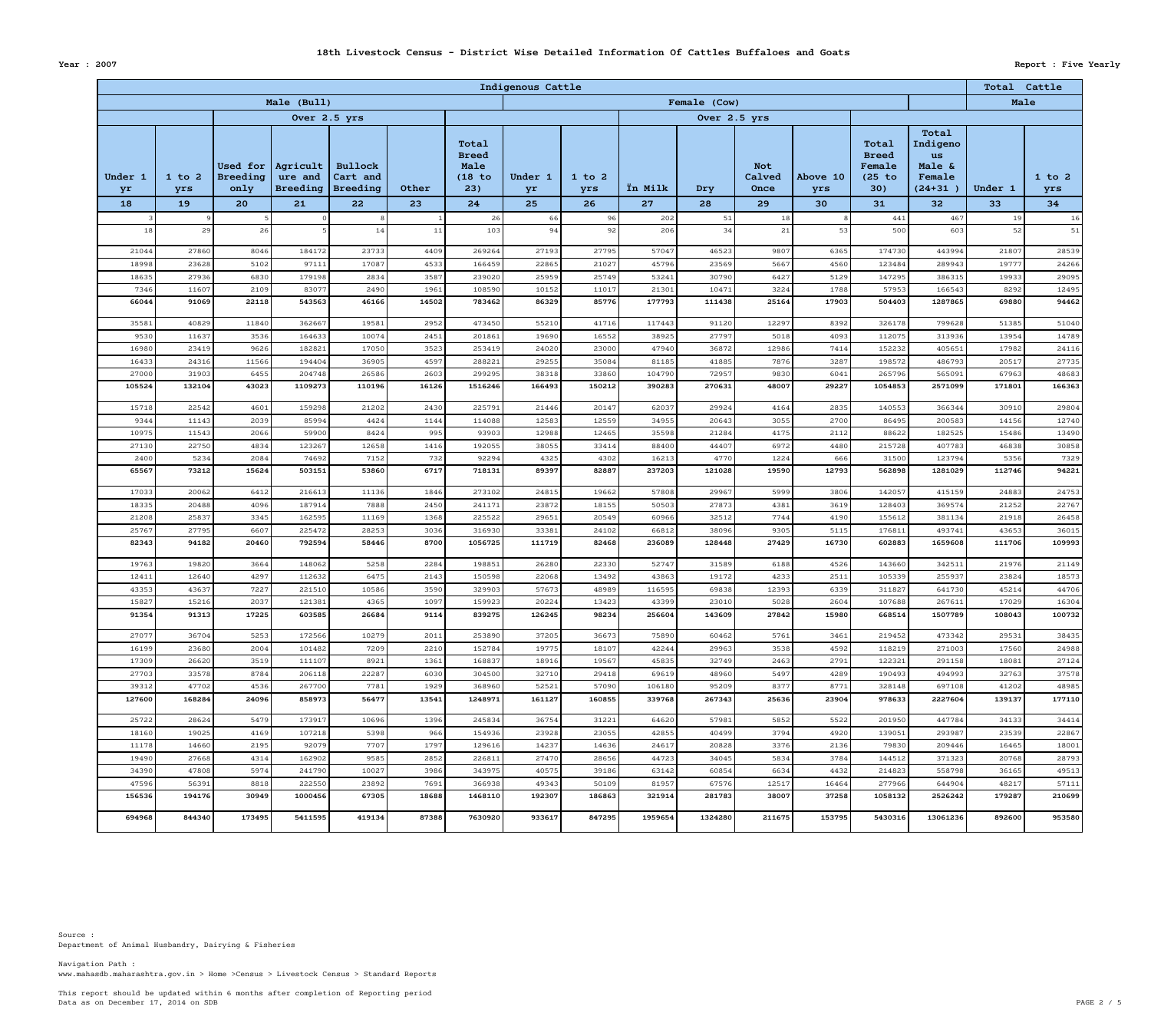### 18th Livestock Census - District Wise Detailed Information Of Cattles Buffaloes and Goats

Year : 2007

Report : Five Yearly

| Indigenous Cattle | | | | | | | | | | | | | | | Total Cattle | |
|---|---|---|---|---|---|---|---|---|---|---|---|---|---|---|---|---|
| Male (Bull) | | | | | | | Female (Cow) | | | | | | | | Male | |
| | | Over 2.5 yrs | | | | | | | Over 2.5 yrs | | | | | | | |
| Under 1 yr | 1 to 2 yrs | Used for Breeding only | Agriculture and Breeding | Bullock Cart and Breeding | Other | Total Breed Male (18 to 23) | Under 1 yr | 1 to 2 yrs | In Milk | Dry | Not Calved Once | Above 10 yrs | Total Breed Female (25 to 30) | Total Indigenous Male & Female (24+31 ) | Under 1 | 1 to 2 yrs |
| 18 | 19 | 20 | 21 | 22 | 23 | 24 | 25 | 26 | 27 | 28 | 29 | 30 | 31 | 32 | 33 | 34 |
| 3 | 9 | 5 | 0 | 8 | 1 | 26 | 66 | 96 | 202 | 51 | 18 | 8 | 441 | 467 | 19 | 16 |
| 18 | 29 | 26 | 5 | 14 | 11 | 103 | 94 | 92 | 206 | 34 | 21 | 53 | 500 | 603 | 52 | 51 |
| 21044 | 27860 | 8046 | 184172 | 23733 | 4409 | 269264 | 27193 | 27795 | 57047 | 46523 | 9807 | 6365 | 174730 | 443994 | 21807 | 28539 |
| 18998 | 23628 | 5102 | 97111 | 17087 | 4533 | 166459 | 22865 | 21027 | 45796 | 23569 | 5667 | 4560 | 123484 | 289943 | 19777 | 24266 |
| 18635 | 27936 | 6830 | 179198 | 2834 | 3587 | 239020 | 25959 | 25749 | 53241 | 30790 | 6427 | 5129 | 147295 | 386315 | 19933 | 29095 |
| 7346 | 11607 | 2109 | 83077 | 2490 | 1961 | 108590 | 10152 | 11017 | 21301 | 10471 | 3224 | 1788 | 57953 | 166543 | 8292 | 12495 |
| **66044** | **91069** | **22118** | **543563** | **46166** | **14502** | **783462** | **86329** | **85776** | **177793** | **111438** | **25164** | **17903** | **504403** | **1287865** | **69880** | **94462** |
| 35581 | 40829 | 11840 | 362667 | 19581 | 2952 | 473450 | 55210 | 41716 | 117443 | 91120 | 12297 | 8392 | 326178 | 799628 | 51385 | 51040 |
| 9530 | 11637 | 3536 | 164633 | 10074 | 2451 | 201861 | 19690 | 16552 | 38925 | 27797 | 5018 | 4093 | 112075 | 313936 | 13954 | 14789 |
| 16980 | 23419 | 9626 | 182821 | 17050 | 3523 | 253419 | 24020 | 23000 | 47940 | 36872 | 12986 | 7414 | 152232 | 405651 | 17982 | 24116 |
| 16433 | 24316 | 11566 | 194404 | 36905 | 4597 | 288221 | 29255 | 35084 | 81185 | 41885 | 7876 | 3287 | 198572 | 486793 | 20517 | 27735 |
| 27000 | 31903 | 6455 | 204748 | 26586 | 2603 | 299295 | 38318 | 33860 | 104790 | 72957 | 9830 | 6041 | 265796 | 565091 | 67963 | 48683 |
| **105524** | **132104** | **43023** | **1109273** | **110196** | **16126** | **1516246** | **166493** | **150212** | **390283** | **270631** | **48007** | **29227** | **1054853** | **2571099** | **171801** | **166363** |
| 15718 | 22542 | 4601 | 159298 | 21202 | 2430 | 225791 | 21446 | 20147 | 62037 | 29924 | 4164 | 2835 | 140553 | 366344 | 30910 | 29804 |
| 9344 | 11143 | 2039 | 85994 | 4424 | 1144 | 114088 | 12583 | 12559 | 34955 | 20643 | 3055 | 2700 | 86495 | 200583 | 14156 | 12740 |
| 10975 | 11543 | 2066 | 59900 | 8424 | 995 | 93903 | 12988 | 12465 | 35598 | 21284 | 4175 | 2112 | 88622 | 182525 | 15486 | 13490 |
| 27130 | 22750 | 4834 | 123267 | 12658 | 1416 | 192055 | 38055 | 33414 | 88400 | 44407 | 6972 | 4480 | 215728 | 407783 | 46838 | 30858 |
| 2400 | 5234 | 2084 | 74692 | 7152 | 732 | 92294 | 4325 | 4302 | 16213 | 4770 | 1224 | 666 | 31500 | 123794 | 5356 | 7329 |
| **65567** | **73212** | **15624** | **503151** | **53860** | **6717** | **718131** | **89397** | **82887** | **237203** | **121028** | **19590** | **12793** | **562898** | **1281029** | **112746** | **94221** |
| 17033 | 20062 | 6412 | 216613 | 11136 | 1846 | 273102 | 24815 | 19662 | 57808 | 29967 | 5999 | 3806 | 142057 | 415159 | 24883 | 24753 |
| 18335 | 20488 | 4096 | 187914 | 7888 | 2450 | 241171 | 23872 | 18155 | 50503 | 27873 | 4381 | 3619 | 128403 | 369574 | 21252 | 22767 |
| 21208 | 25837 | 3345 | 162595 | 11169 | 1368 | 225522 | 29651 | 20549 | 60966 | 32512 | 7744 | 4190 | 155612 | 381134 | 21918 | 26458 |
| 25767 | 27795 | 6607 | 225472 | 28253 | 3036 | 316930 | 33381 | 24102 | 66812 | 38096 | 9305 | 5115 | 176811 | 493741 | 43653 | 36015 |
| **82343** | **94182** | **20460** | **792594** | **58446** | **8700** | **1056725** | **111719** | **82468** | **236089** | **128448** | **27429** | **16730** | **602883** | **1659608** | **111706** | **109993** |
| 19763 | 19820 | 3664 | 148062 | 5258 | 2284 | 198851 | 26280 | 22330 | 52747 | 31589 | 6188 | 4526 | 143660 | 342511 | 21976 | 21149 |
| 12411 | 12640 | 4297 | 112632 | 6475 | 2143 | 150598 | 22068 | 13492 | 43863 | 19172 | 4233 | 2511 | 105339 | 255937 | 23824 | 18573 |
| 43353 | 43637 | 7227 | 221510 | 10586 | 3590 | 329903 | 57673 | 48989 | 116595 | 69838 | 12393 | 6339 | 311827 | 641730 | 45214 | 44706 |
| 15827 | 15216 | 2037 | 121381 | 4365 | 1097 | 159923 | 20224 | 13423 | 43399 | 23010 | 5028 | 2604 | 107688 | 267611 | 17029 | 16304 |
| **91354** | **91313** | **17225** | **603585** | **26684** | **9114** | **839275** | **126245** | **98234** | **256604** | **143609** | **27842** | **15980** | **668514** | **1507789** | **108043** | **100732** |
| 27077 | 36704 | 5253 | 172566 | 10279 | 2011 | 253890 | 37205 | 36673 | 75890 | 60462 | 5761 | 3461 | 219452 | 473342 | 29531 | 38435 |
| 16199 | 23680 | 2004 | 101482 | 7209 | 2210 | 152784 | 19775 | 18107 | 42244 | 29963 | 3538 | 4592 | 118219 | 271003 | 17560 | 24988 |
| 17309 | 26620 | 3519 | 111107 | 8921 | 1361 | 168837 | 18916 | 19567 | 45835 | 32749 | 2463 | 2791 | 122321 | 291158 | 18081 | 27124 |
| 27703 | 33578 | 8784 | 206118 | 22287 | 6030 | 304500 | 32710 | 29418 | 69619 | 48960 | 5497 | 4289 | 190493 | 494993 | 32763 | 37578 |
| 39312 | 47702 | 4536 | 267700 | 7781 | 1929 | 368960 | 52521 | 57090 | 106180 | 95209 | 8377 | 8771 | 328148 | 697108 | 41202 | 48985 |
| **127600** | **168284** | **24096** | **858973** | **56477** | **13541** | **1248971** | **161127** | **160855** | **339768** | **267343** | **25636** | **23904** | **978633** | **2227604** | **139137** | **177110** |
| 25722 | 28624 | 5479 | 173917 | 10696 | 1396 | 245834 | 36754 | 31221 | 64620 | 57981 | 5852 | 5522 | 201950 | 447784 | 34133 | 34414 |
| 18160 | 19025 | 4169 | 107218 | 5398 | 966 | 154936 | 23928 | 23055 | 42855 | 40499 | 3794 | 4920 | 139051 | 293987 | 23539 | 22867 |
| 11178 | 14660 | 2195 | 92079 | 7707 | 1797 | 129616 | 14237 | 14636 | 24617 | 20828 | 3376 | 2136 | 79830 | 209446 | 16465 | 18001 |
| 19490 | 27668 | 4314 | 162902 | 9585 | 2852 | 226811 | 27470 | 28656 | 44723 | 34045 | 5834 | 3784 | 144512 | 371323 | 20768 | 28793 |
| 34390 | 47808 | 5974 | 241790 | 10027 | 3986 | 343975 | 40575 | 39186 | 63142 | 60854 | 6634 | 4432 | 214823 | 558798 | 36165 | 49513 |
| 47596 | 56391 | 8818 | 222550 | 23892 | 7691 | 366938 | 49343 | 50109 | 81957 | 67576 | 12517 | 16464 | 277966 | 644904 | 48217 | 57111 |
| **156536** | **194176** | **30949** | **1000456** | **67305** | **18688** | **1468110** | **192307** | **186863** | **321914** | **281783** | **38007** | **37258** | **1058132** | **2526242** | **179287** | **210699** |
| **694968** | **844340** | **173495** | **5411595** | **419134** | **87388** | **7630920** | **933617** | **847295** | **1959654** | **1324280** | **211675** | **153795** | **5430316** | **13061236** | **892600** | **953580** |

Source :
Department of Animal Husbandry, Dairying & Fisheries

Navigation Path :
www.mahasdb.maharashtra.gov.in > Home >Census > Livestock Census > Standard Reports

This report should be updated within 6 months after completion of Reporting period
Data as on December 17, 2014 on SDB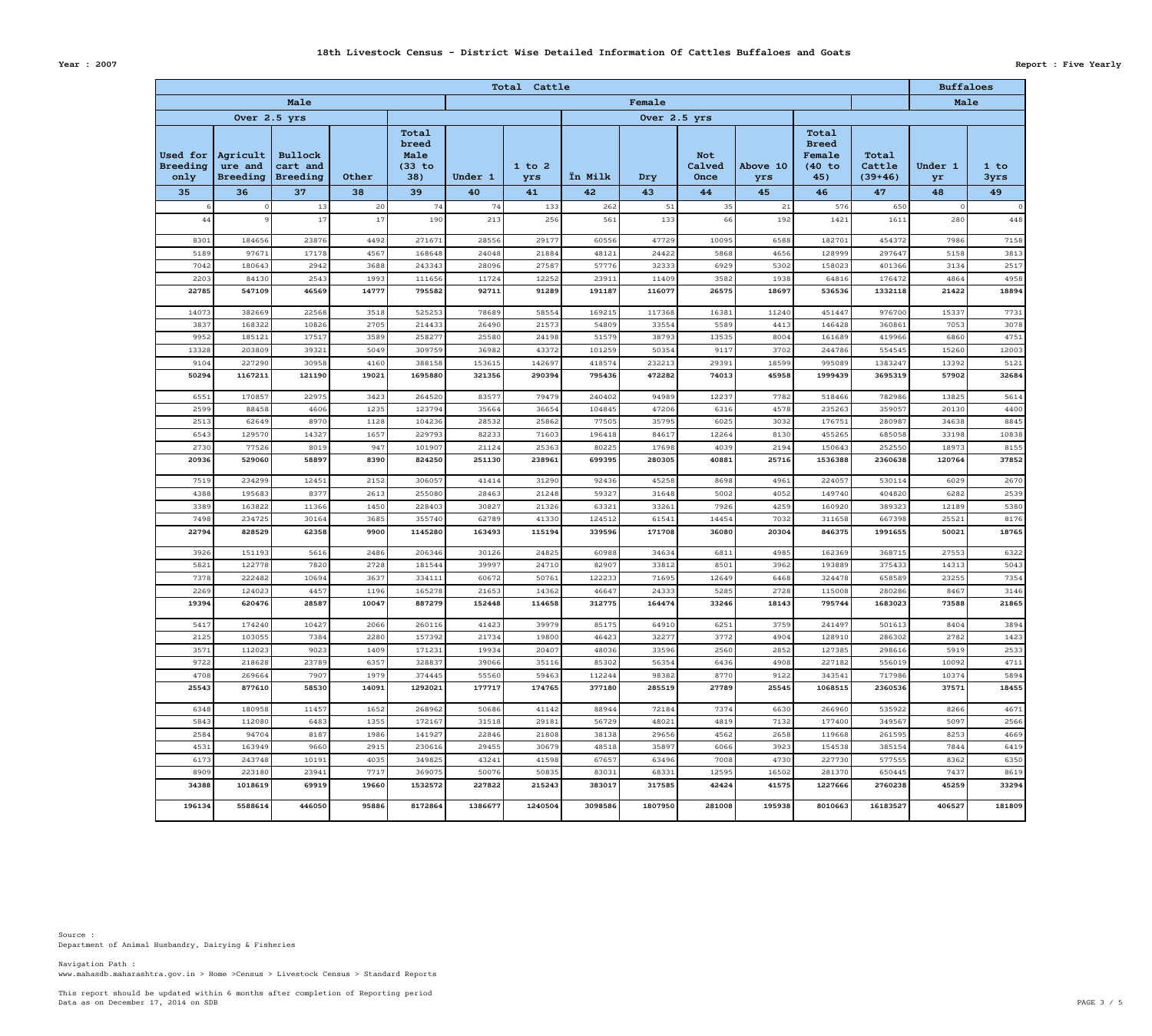**18th Livestock Census - District Wise Detailed Information Of Cattles Buffaloes and Goats**

Year : 2007

Report : Five Yearly

| Total Cattle | | | | | | | | | | | | | Buffaloes | |
|---|---|---|---|---|---|---|---|---|---|---|---|---|---|---|
| Male | | | | | Female | | | | | | | | Male | |
| Over 2.5 yrs | | | | | | | Over 2.5 yrs | | | | | | | |
| Used for Breeding only | Agriculture and Breeding | Bullock cart and Breeding | Other | Total breed Male (33 to 38) | Under 1 | 1 to 2 yrs | In Milk | Dry | Not Calved Once | Above 10 yrs | Total Breed Female (40 to 45) | Total Cattle (39+46) | Under 1 yr | 1 to 3yrs |
| 35 | 36 | 37 | 38 | 39 | 40 | 41 | 42 | 43 | 44 | 45 | 46 | 47 | 48 | 49 |
| 6 | 0 | 13 | 20 | 74 | 74 | 133 | 262 | 51 | 35 | 21 | 576 | 650 | 0 | 0 |
| 44 | 9 | 17 | 17 | 190 | 213 | 256 | 561 | 133 | 66 | 192 | 1421 | 1611 | 280 | 448 |
| 8301 | 184656 | 23876 | 4492 | 271671 | 28556 | 29177 | 60556 | 47729 | 10095 | 6588 | 182701 | 454372 | 7986 | 7158 |
| 5189 | 97671 | 17178 | 4567 | 168648 | 24048 | 21884 | 48121 | 24422 | 5868 | 4656 | 128999 | 297647 | 5158 | 3813 |
| 7042 | 180643 | 2942 | 3688 | 243343 | 28096 | 27587 | 57776 | 32333 | 6929 | 5302 | 158023 | 401366 | 3134 | 2517 |
| 2203 | 84130 | 2543 | 1993 | 111656 | 11724 | 12252 | 23911 | 11409 | 3582 | 1938 | 64816 | 176472 | 4864 | 4958 |
| **22785** | **547109** | **46569** | **14777** | **795582** | **92711** | **91289** | **191187** | **116077** | **26575** | **18697** | **536536** | **1332118** | **21422** | **18894** |
| 14073 | 382669 | 22568 | 3518 | 525253 | 78689 | 58554 | 169215 | 117368 | 16381 | 11240 | 451447 | 976700 | 15337 | 7731 |
| 3837 | 168322 | 10826 | 2705 | 214433 | 26490 | 21573 | 54809 | 33554 | 5589 | 4413 | 146428 | 360861 | 7053 | 3078 |
| 9952 | 185121 | 17517 | 3589 | 258277 | 25580 | 24198 | 51579 | 38793 | 13535 | 8004 | 161689 | 419966 | 6860 | 4751 |
| 13328 | 203809 | 39321 | 5049 | 309759 | 36982 | 43372 | 101259 | 50354 | 9117 | 3702 | 244786 | 554545 | 15260 | 12003 |
| 9104 | 227290 | 30958 | 4160 | 388158 | 153615 | 142697 | 418574 | 232213 | 29391 | 18599 | 995089 | 1383247 | 13392 | 5121 |
| **50294** | **1167211** | **121190** | **19021** | **1695880** | **321356** | **290394** | **795436** | **472282** | **74013** | **45958** | **1999439** | **3695319** | **57902** | **32684** |
| 6551 | 170857 | 22975 | 3423 | 264520 | 83577 | 79479 | 240402 | 94989 | 12237 | 7782 | 518466 | 782986 | 13825 | 5614 |
| 2599 | 88458 | 4606 | 1235 | 123794 | 35664 | 36654 | 104845 | 47206 | 6316 | 4578 | 235263 | 359057 | 20130 | 4400 |
| 2513 | 62649 | 8970 | 1128 | 104236 | 28532 | 25862 | 77505 | 35795 | 6025 | 3032 | 176751 | 280987 | 34638 | 8845 |
| 6543 | 129570 | 14327 | 1657 | 229793 | 82233 | 71603 | 196418 | 84617 | 12264 | 8130 | 455265 | 685058 | 33198 | 10838 |
| 2730 | 77526 | 8019 | 947 | 101907 | 21124 | 25363 | 80225 | 17698 | 4039 | 2194 | 150643 | 252550 | 18973 | 8155 |
| **20936** | **529060** | **58897** | **8390** | **824250** | **251130** | **238961** | **699395** | **280305** | **40881** | **25716** | **1536388** | **2360638** | **120764** | **37852** |
| 7519 | 234299 | 12451 | 2152 | 306057 | 41414 | 31290 | 92436 | 45258 | 8698 | 4961 | 224057 | 530114 | 6029 | 2670 |
| 4388 | 195683 | 8377 | 2613 | 255080 | 28463 | 21248 | 59327 | 31648 | 5002 | 4052 | 149740 | 404820 | 6282 | 2539 |
| 3389 | 163822 | 11366 | 1450 | 228403 | 30827 | 21326 | 63321 | 33261 | 7926 | 4259 | 160920 | 389323 | 12189 | 5380 |
| 7498 | 234725 | 30164 | 3685 | 355740 | 62789 | 41330 | 124512 | 61541 | 14454 | 7032 | 311658 | 667398 | 25521 | 8176 |
| **22794** | **828529** | **62358** | **9900** | **1145280** | **163493** | **115194** | **339596** | **171708** | **36080** | **20304** | **846375** | **1991655** | **50021** | **18765** |
| 3926 | 151193 | 5616 | 2486 | 206346 | 30126 | 24825 | 60988 | 34634 | 6811 | 4985 | 162369 | 368715 | 27553 | 6322 |
| 5821 | 122778 | 7820 | 2728 | 181544 | 39997 | 24710 | 82907 | 33812 | 8501 | 3962 | 193889 | 375433 | 14313 | 5043 |
| 7378 | 222482 | 10694 | 3637 | 334111 | 60672 | 50761 | 122233 | 71695 | 12649 | 6468 | 324478 | 658589 | 23255 | 7354 |
| 2269 | 124023 | 4457 | 1196 | 165278 | 21653 | 14362 | 46647 | 24333 | 5285 | 2728 | 115008 | 280286 | 8467 | 3146 |
| **19394** | **620476** | **28587** | **10047** | **887279** | **152448** | **114658** | **312775** | **164474** | **33246** | **18143** | **795744** | **1683023** | **73588** | **21865** |
| 5417 | 174240 | 10427 | 2066 | 260116 | 41423 | 39979 | 85175 | 64910 | 6251 | 3759 | 241497 | 501613 | 8404 | 3894 |
| 2125 | 103055 | 7384 | 2280 | 157392 | 21734 | 19800 | 46423 | 32277 | 3772 | 4904 | 128910 | 286302 | 2782 | 1423 |
| 3571 | 112023 | 9023 | 1409 | 171231 | 19934 | 20407 | 48036 | 33596 | 2560 | 2852 | 127385 | 298616 | 5919 | 2533 |
| 9722 | 218628 | 23789 | 6357 | 328837 | 39066 | 35116 | 85302 | 56354 | 6436 | 4908 | 227182 | 556019 | 10092 | 4711 |
| 4708 | 269664 | 7907 | 1979 | 374445 | 55560 | 59463 | 112244 | 98382 | 8770 | 9122 | 343541 | 717986 | 10374 | 5894 |
| **25543** | **877610** | **58530** | **14091** | **1292021** | **177717** | **174765** | **377180** | **285519** | **27789** | **25545** | **1068515** | **2360536** | **37571** | **18455** |
| 6348 | 180958 | 11457 | 1652 | 268962 | 50686 | 41142 | 88944 | 72184 | 7374 | 6630 | 266960 | 535922 | 8266 | 4671 |
| 5843 | 112080 | 6483 | 1355 | 172167 | 31518 | 29181 | 56729 | 48021 | 4819 | 7132 | 177400 | 349567 | 5097 | 2566 |
| 2584 | 94704 | 8187 | 1986 | 141927 | 22846 | 21808 | 38138 | 29656 | 4562 | 2658 | 119668 | 261595 | 8253 | 4669 |
| 4531 | 163949 | 9660 | 2915 | 230616 | 29455 | 30679 | 48518 | 35897 | 6066 | 3923 | 154538 | 385154 | 7844 | 6419 |
| 6173 | 243748 | 10191 | 4035 | 349825 | 43241 | 41598 | 67657 | 63496 | 7008 | 4730 | 227730 | 577555 | 8362 | 6350 |
| 8909 | 223180 | 23941 | 7717 | 369075 | 50076 | 50835 | 83031 | 68331 | 12595 | 16502 | 281370 | 650445 | 7437 | 8619 |
| **34388** | **1018619** | **69919** | **19660** | **1532572** | **227822** | **215243** | **383017** | **317585** | **42424** | **41575** | **1227666** | **2760238** | **45259** | **33294** |
| **196134** | **5588614** | **446050** | **95886** | **8172864** | **1386677** | **1240504** | **3098586** | **1807950** | **281008** | **195938** | **8010663** | **16183527** | **406527** | **181809** |

Source :
Department of Animal Husbandry, Dairying & Fisheries

Navigation Path :
www.mahasdb.maharashtra.gov.in > Home >Census > Livestock Census > Standard Reports

This report should be updated within 6 months after completion of Reporting period
Data as on December 17, 2014 on SDB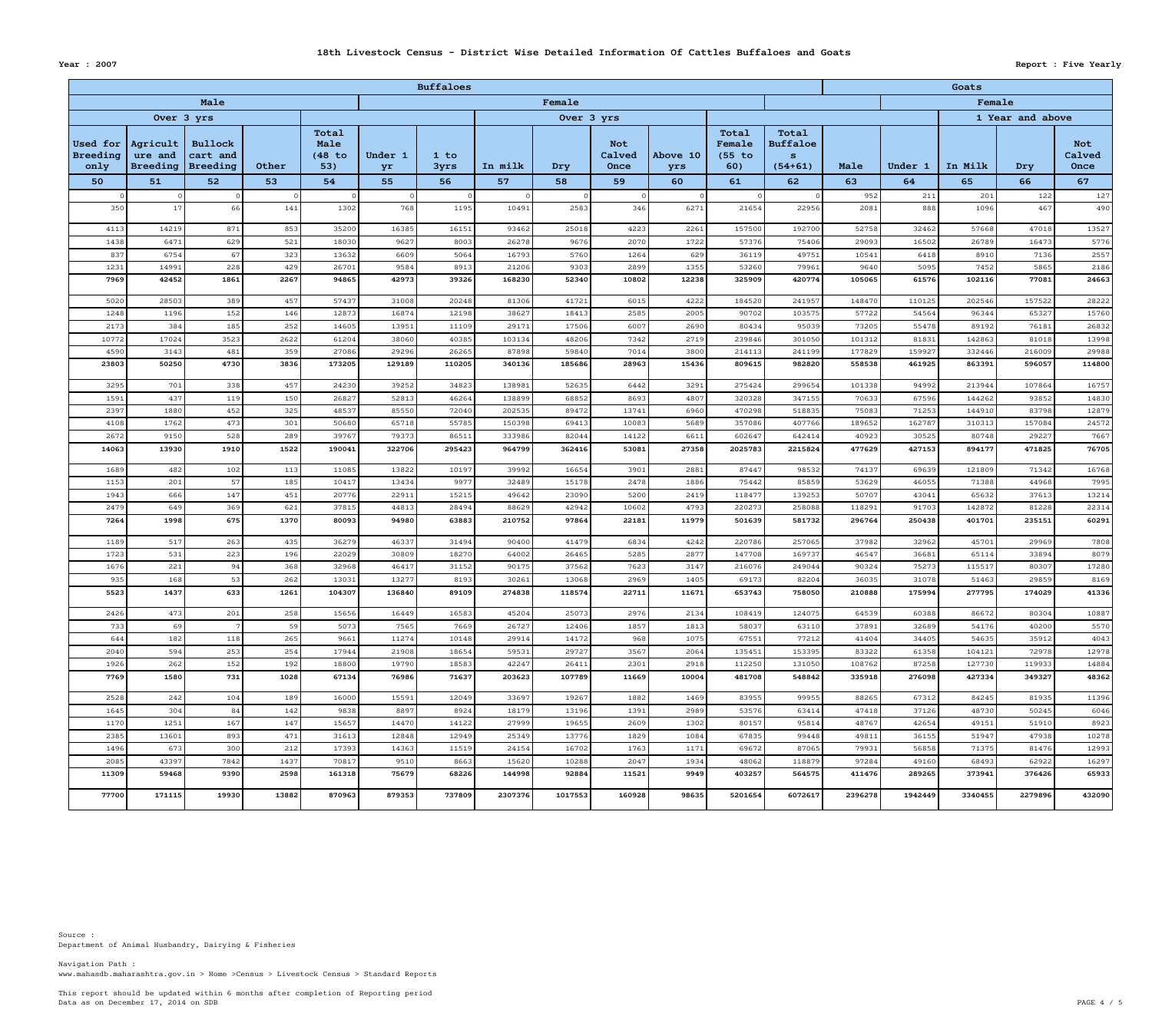**18th Livestock Census - District Wise Detailed Information Of Cattles Buffaloes and Goats**

**Year : 2007**

**Report : Five Yearly**

| Buffaloes | | | | | | | | | | | | | Goats | | | | |
|---|---|---|---|---|---|---|---|---|---|---|---|---|---|---|---|---|---|
| Male | | | | | Female | | | | | | | | | Female | | | |
| Over 3 yrs | | | | | | | Over 3 yrs | | | | | | | | 1 Year and above | | |
| Used for Breeding only | Agriculture and Breeding | Bullock cart and Breeding | Other | Total Male (48 to 53) | Under 1 yr | 1 to 3yrs | In milk | Dry | Not Calved Once | Above 10 yrs | Total Female (55 to 60) | Total Buffaloes (54+61) | Male | Under 1 | In Milk | Dry | Not Calved Once |
| 50 | 51 | 52 | 53 | 54 | 55 | 56 | 57 | 58 | 59 | 60 | 61 | 62 | 63 | 64 | 65 | 66 | 67 |
| 0 | 0 | 0 | 0 | 0 | 0 | 0 | 0 | 0 | 0 | 0 | 0 | 0 | 952 | 211 | 201 | 122 | 127 |
| 350 | 17 | 66 | 141 | 1302 | 768 | 1195 | 10491 | 2583 | 346 | 6271 | 21654 | 22956 | 2081 | 888 | 1096 | 467 | 490 |
| 4113 | 14219 | 871 | 853 | 35200 | 16385 | 16151 | 93462 | 25018 | 4223 | 2261 | 157500 | 192700 | 52758 | 32462 | 57668 | 47018 | 13527 |
| 1438 | 6471 | 629 | 521 | 18030 | 9627 | 8003 | 26278 | 9676 | 2070 | 1722 | 57376 | 75406 | 29093 | 16502 | 26789 | 16473 | 5776 |
| 837 | 6754 | 67 | 323 | 13632 | 6609 | 5064 | 16793 | 5760 | 1264 | 629 | 36119 | 49751 | 10541 | 6418 | 8910 | 7136 | 2557 |
| 1231 | 14991 | 228 | 429 | 26701 | 9584 | 8913 | 21206 | 9303 | 2899 | 1355 | 53260 | 79961 | 9640 | 5095 | 7452 | 5865 | 2186 |
| **7969** | **42452** | **1861** | **2267** | **94865** | **42973** | **39326** | **168230** | **52340** | **10802** | **12238** | **325909** | **420774** | **105065** | **61576** | **102116** | **77081** | **24663** |
| 5020 | 28503 | 389 | 457 | 57437 | 31008 | 20248 | 81306 | 41721 | 6015 | 4222 | 184520 | 241957 | 148470 | 110125 | 202546 | 157522 | 28222 |
| 1248 | 1196 | 152 | 146 | 12873 | 16874 | 12198 | 38627 | 18413 | 2585 | 2005 | 90702 | 103575 | 57722 | 54564 | 96344 | 65327 | 15760 |
| 2173 | 384 | 185 | 252 | 14605 | 13951 | 11109 | 29171 | 17506 | 6007 | 2690 | 80434 | 95039 | 73205 | 55478 | 89192 | 76181 | 26832 |
| 10772 | 17024 | 3523 | 2622 | 61204 | 38060 | 40385 | 103134 | 48206 | 7342 | 2719 | 239846 | 301050 | 101312 | 81831 | 142863 | 81018 | 13998 |
| 4590 | 3143 | 481 | 359 | 27086 | 29296 | 26265 | 87898 | 59840 | 7014 | 3800 | 214113 | 241199 | 177829 | 159927 | 332446 | 216009 | 29988 |
| **23803** | **50250** | **4730** | **3836** | **173205** | **129189** | **110205** | **340136** | **185686** | **28963** | **15436** | **809615** | **982820** | **558538** | **461925** | **863391** | **596057** | **114800** |
| 3295 | 701 | 338 | 457 | 24230 | 39252 | 34823 | 138981 | 52635 | 6442 | 3291 | 275424 | 299654 | 101338 | 94992 | 213944 | 107864 | 16757 |
| 1591 | 437 | 119 | 150 | 26827 | 52813 | 46264 | 138899 | 68852 | 8693 | 4807 | 320328 | 347155 | 70633 | 67596 | 144262 | 93852 | 14830 |
| 2397 | 1880 | 452 | 325 | 48537 | 85550 | 72040 | 202535 | 89472 | 13741 | 6960 | 470298 | 518835 | 75083 | 71253 | 144910 | 83798 | 12879 |
| 4108 | 1762 | 473 | 301 | 50680 | 65718 | 55785 | 150398 | 69413 | 10083 | 5689 | 357086 | 407766 | 189652 | 162787 | 310313 | 157084 | 24572 |
| 2672 | 9150 | 528 | 289 | 39767 | 79373 | 86511 | 333986 | 82044 | 14122 | 6611 | 602647 | 642414 | 40923 | 30525 | 80748 | 29227 | 7667 |
| **14063** | **13930** | **1910** | **1522** | **190041** | **322706** | **295423** | **964799** | **362416** | **53081** | **27358** | **2025783** | **2215824** | **477629** | **427153** | **894177** | **471825** | **76705** |
| 1689 | 482 | 102 | 113 | 11085 | 13822 | 10197 | 39992 | 16654 | 3901 | 2881 | 87447 | 98532 | 74137 | 69639 | 121809 | 71342 | 16768 |
| 1153 | 201 | 57 | 185 | 10417 | 13434 | 9977 | 32489 | 15178 | 2478 | 1886 | 75442 | 85859 | 53629 | 46055 | 71388 | 44968 | 7995 |
| 1943 | 666 | 147 | 451 | 20776 | 22911 | 15215 | 49642 | 23090 | 5200 | 2419 | 118477 | 139253 | 50707 | 43041 | 65632 | 37613 | 13214 |
| 2479 | 649 | 369 | 621 | 37815 | 44813 | 28494 | 88629 | 42942 | 10602 | 4793 | 220273 | 258088 | 118291 | 91703 | 142872 | 81228 | 22314 |
| **7264** | **1998** | **675** | **1370** | **80093** | **94980** | **63883** | **210752** | **97864** | **22181** | **11979** | **501639** | **581732** | **296764** | **250438** | **401701** | **235151** | **60291** |
| 1189 | 517 | 263 | 435 | 36279 | 46337 | 31494 | 90400 | 41479 | 6834 | 4242 | 220786 | 257065 | 37982 | 32962 | 45701 | 29969 | 7808 |
| 1723 | 531 | 223 | 196 | 22029 | 30809 | 18270 | 64002 | 26465 | 5285 | 2877 | 147708 | 169737 | 46547 | 36681 | 65114 | 33894 | 8079 |
| 1676 | 221 | 94 | 368 | 32968 | 46417 | 31152 | 90175 | 37562 | 7623 | 3147 | 216076 | 249044 | 90324 | 75273 | 115517 | 80307 | 17280 |
| 935 | 168 | 53 | 262 | 13031 | 13277 | 8193 | 30261 | 13068 | 2969 | 1405 | 69173 | 82204 | 36035 | 31078 | 51463 | 29859 | 8169 |
| **5523** | **1437** | **633** | **1261** | **104307** | **136840** | **89109** | **274838** | **118574** | **22711** | **11671** | **653743** | **758050** | **210888** | **175994** | **277795** | **174029** | **41336** |
| 2426 | 473 | 201 | 258 | 15656 | 16449 | 16583 | 45204 | 25073 | 2976 | 2134 | 108419 | 124075 | 64539 | 60388 | 86672 | 80304 | 10887 |
| 733 | 69 | 7 | 59 | 5073 | 7565 | 7669 | 26727 | 12406 | 1857 | 1813 | 58037 | 63110 | 37891 | 32689 | 54176 | 40200 | 5570 |
| 644 | 182 | 118 | 265 | 9661 | 11274 | 10148 | 29914 | 14172 | 968 | 1075 | 67551 | 77212 | 41404 | 34405 | 54635 | 35912 | 4043 |
| 2040 | 594 | 253 | 254 | 17944 | 21908 | 18654 | 59531 | 29727 | 3567 | 2064 | 135451 | 153395 | 83322 | 61358 | 104121 | 72978 | 12978 |
| 1926 | 262 | 152 | 192 | 18800 | 19790 | 18583 | 42247 | 26411 | 2301 | 2918 | 112250 | 131050 | 108762 | 87258 | 127730 | 119933 | 14884 |
| **7769** | **1580** | **731** | **1028** | **67134** | **76986** | **71637** | **203623** | **107789** | **11669** | **10004** | **481708** | **548842** | **335918** | **276098** | **427334** | **349327** | **48362** |
| 2528 | 242 | 104 | 189 | 16000 | 15591 | 12049 | 33697 | 19267 | 1882 | 1469 | 83955 | 99955 | 88265 | 67312 | 84245 | 81935 | 11396 |
| 1645 | 304 | 84 | 142 | 9838 | 8897 | 8924 | 18179 | 13196 | 1391 | 2989 | 53576 | 63414 | 47418 | 37126 | 48730 | 50245 | 6046 |
| 1170 | 1251 | 167 | 147 | 15657 | 14470 | 14122 | 27999 | 19655 | 2609 | 1302 | 80157 | 95814 | 48767 | 42654 | 49151 | 51910 | 8923 |
| 2385 | 13601 | 893 | 471 | 31613 | 12848 | 12949 | 25349 | 13776 | 1829 | 1084 | 67835 | 99448 | 49811 | 36155 | 51947 | 47938 | 10278 |
| 1496 | 673 | 300 | 212 | 17393 | 14363 | 11519 | 24154 | 16702 | 1763 | 1171 | 69672 | 87065 | 79931 | 56858 | 71375 | 81476 | 12993 |
| 2085 | 43397 | 7842 | 1437 | 70817 | 9510 | 8663 | 15620 | 10288 | 2047 | 1934 | 48062 | 118879 | 97284 | 49160 | 68493 | 62922 | 16297 |
| **11309** | **59468** | **9390** | **2598** | **161318** | **75679** | **68226** | **144998** | **92884** | **11521** | **9949** | **403257** | **564575** | **411476** | **289265** | **373941** | **376426** | **65933** |
| **77700** | **171115** | **19930** | **13882** | **870963** | **879353** | **737809** | **2307376** | **1017553** | **160928** | **98635** | **5201654** | **6072617** | **2396278** | **1942449** | **3340455** | **2279896** | **432090** |

Source :
Department of Animal Husbandry, Dairying & Fisheries

Navigation Path :
www.mahasdb.maharashtra.gov.in > Home >Census > Livestock Census > Standard Reports

This report should be updated within 6 months after completion of Reporting period
Data as on December 17, 2014 on SDB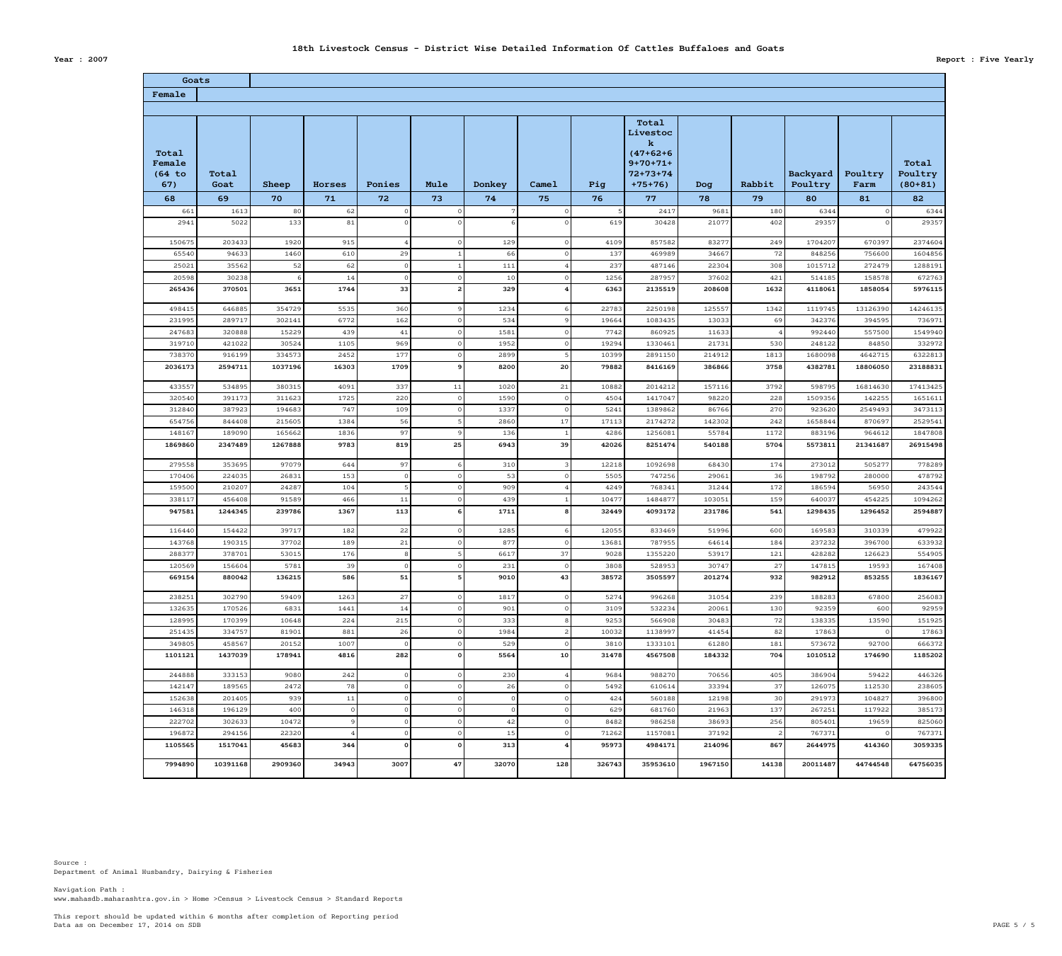### 18th Livestock Census - District Wise Detailed Information Of Cattles Buffaloes and Goats

Year : 2007

Report : Five Yearly

| Goats | | | | | | | | | | | | | | |
|---|---|---|---|---|---|---|---|---|---|---|---|---|---|---|
| Female | | | | | | | | | | | | | | |
| Total Female (64 to 67) | Total Goat | Sheep | Horses | Ponies | Mule | Donkey | Camel | Pig | Total Livestock (47+62+69+70+71+72+73+74+75+76) | Dog | Rabbit | Backyard Poultry | Poultry Farm | Total Poultry (80+81) |
| 68 | 69 | 70 | 71 | 72 | 73 | 74 | 75 | 76 | 77 | 78 | 79 | 80 | 81 | 82 |
| 661 | 1613 | 80 | 62 | 0 | 0 | 7 | 0 | 5 | 2417 | 9681 | 180 | 6344 | 0 | 6344 |
| 2941 | 5022 | 133 | 81 | 0 | 0 | 6 | 0 | 619 | 30428 | 21077 | 402 | 29357 | 0 | 29357 |
| 150675 | 203433 | 1920 | 915 | 4 | 0 | 129 | 0 | 4109 | 857582 | 83277 | 249 | 1704207 | 670397 | 2374604 |
| 65540 | 94633 | 1460 | 610 | 29 | 1 | 66 | 0 | 137 | 469989 | 34667 | 72 | 848256 | 756600 | 1604856 |
| 25021 | 35562 | 52 | 62 | 0 | 1 | 111 | 4 | 237 | 487146 | 22304 | 308 | 1015712 | 272479 | 1288191 |
| 20598 | 30238 | 6 | 14 | 0 | 0 | 10 | 0 | 1256 | 287957 | 37602 | 421 | 514185 | 158578 | 672763 |
| **265436** | **370501** | **3651** | **1744** | **33** | **2** | **329** | **4** | **6363** | **2135519** | **208608** | **1632** | **4118061** | **1858054** | **5976115** |
| 498415 | 646885 | 354729 | 5535 | 360 | 9 | 1234 | 6 | 22783 | 2250198 | 125557 | 1342 | 1119745 | 13126390 | 14246135 |
| 231995 | 289717 | 302141 | 6772 | 162 | 0 | 534 | 9 | 19664 | 1083435 | 13033 | 69 | 342376 | 394595 | 736971 |
| 247683 | 320888 | 15229 | 439 | 41 | 0 | 1581 | 0 | 7742 | 860925 | 11633 | 4 | 992440 | 557500 | 1549940 |
| 319710 | 421022 | 30524 | 1105 | 969 | 0 | 1952 | 0 | 19294 | 1330461 | 21731 | 530 | 248122 | 84850 | 332972 |
| 738370 | 916199 | 334573 | 2452 | 177 | 0 | 2899 | 5 | 10399 | 2891150 | 214912 | 1813 | 1680098 | 4642715 | 6322813 |
| **2036173** | **2594711** | **1037196** | **16303** | **1709** | **9** | **8200** | **20** | **79882** | **8416169** | **386866** | **3758** | **4382781** | **18806050** | **23188831** |
| 433557 | 534895 | 380315 | 4091 | 337 | 11 | 1020 | 21 | 10882 | 2014212 | 157116 | 3792 | 598795 | 16814630 | 17413425 |
| 320540 | 391173 | 311623 | 1725 | 220 | 0 | 1590 | 0 | 4504 | 1417047 | 98220 | 228 | 1509356 | 142255 | 1651611 |
| 312840 | 387923 | 194683 | 747 | 109 | 0 | 1337 | 0 | 5241 | 1389862 | 86766 | 270 | 923620 | 2549493 | 3473113 |
| 654756 | 844408 | 215605 | 1384 | 56 | 5 | 2860 | 17 | 17113 | 2174272 | 142302 | 242 | 1658844 | 870697 | 2529541 |
| 148167 | 189090 | 165662 | 1836 | 97 | 9 | 136 | 1 | 4286 | 1256081 | 55784 | 1172 | 883196 | 964612 | 1847808 |
| **1869860** | **2347489** | **1267888** | **9783** | **819** | **25** | **6943** | **39** | **42026** | **8251474** | **540188** | **5704** | **5573811** | **21341687** | **26915498** |
| 279558 | 353695 | 97079 | 644 | 97 | 6 | 310 | 3 | 12218 | 1092698 | 68430 | 174 | 273012 | 505277 | 778289 |
| 170406 | 224035 | 26831 | 153 | 0 | 0 | 53 | 0 | 5505 | 747256 | 29061 | 36 | 198792 | 280000 | 478792 |
| 159500 | 210207 | 24287 | 104 | 5 | 0 | 909 | 4 | 4249 | 768341 | 31244 | 172 | 186594 | 56950 | 243544 |
| 338117 | 456408 | 91589 | 466 | 11 | 0 | 439 | 1 | 10477 | 1484877 | 103051 | 159 | 640037 | 454225 | 1094262 |
| **947581** | **1244345** | **239786** | **1367** | **113** | **6** | **1711** | **8** | **32449** | **4093172** | **231786** | **541** | **1298435** | **1296452** | **2594887** |
| 116440 | 154422 | 39717 | 182 | 22 | 0 | 1285 | 6 | 12055 | 833469 | 51996 | 600 | 169583 | 310339 | 479922 |
| 143768 | 190315 | 37702 | 189 | 21 | 0 | 877 | 0 | 13681 | 787955 | 64614 | 184 | 237232 | 396700 | 633932 |
| 288377 | 378701 | 53015 | 176 | 8 | 5 | 6617 | 37 | 9028 | 1355220 | 53917 | 121 | 428282 | 126623 | 554905 |
| 120569 | 156604 | 5781 | 39 | 0 | 0 | 231 | 0 | 3808 | 528953 | 30747 | 27 | 147815 | 19593 | 167408 |
| **669154** | **880042** | **136215** | **586** | **51** | **5** | **9010** | **43** | **38572** | **3505597** | **201274** | **932** | **982912** | **853255** | **1836167** |
| 238251 | 302790 | 59409 | 1263 | 27 | 0 | 1817 | 0 | 5274 | 996268 | 31054 | 239 | 188283 | 67800 | 256083 |
| 132635 | 170526 | 6831 | 1441 | 14 | 0 | 901 | 0 | 3109 | 532234 | 20061 | 130 | 92359 | 600 | 92959 |
| 128995 | 170399 | 10648 | 224 | 215 | 0 | 333 | 8 | 9253 | 566908 | 30483 | 72 | 138335 | 13590 | 151925 |
| 251435 | 334757 | 81901 | 881 | 26 | 0 | 1984 | 2 | 10032 | 1138997 | 41454 | 82 | 17863 | 0 | 17863 |
| 349805 | 458567 | 20152 | 1007 | 0 | 0 | 529 | 0 | 3810 | 1333101 | 61280 | 181 | 573672 | 92700 | 666372 |
| **1101121** | **1437039** | **178941** | **4816** | **282** | **0** | **5564** | **10** | **31478** | **4567508** | **184332** | **704** | **1010512** | **174690** | **1185202** |
| 244888 | 333153 | 9080 | 242 | 0 | 0 | 230 | 4 | 9684 | 988270 | 70656 | 405 | 386904 | 59422 | 446326 |
| 142147 | 189565 | 2472 | 78 | 0 | 0 | 26 | 0 | 5492 | 610614 | 33394 | 37 | 126075 | 112530 | 238605 |
| 152638 | 201405 | 939 | 11 | 0 | 0 | 0 | 0 | 424 | 560188 | 12198 | 30 | 291973 | 104827 | 396800 |
| 146318 | 196129 | 400 | 0 | 0 | 0 | 0 | 0 | 629 | 681760 | 21963 | 137 | 267251 | 117922 | 385173 |
| 222702 | 302633 | 10472 | 9 | 0 | 0 | 42 | 0 | 8482 | 986258 | 38693 | 256 | 805401 | 19659 | 825060 |
| 196872 | 294156 | 22320 | 4 | 0 | 0 | 15 | 0 | 71262 | 1157081 | 37192 | 2 | 767371 | 0 | 767371 |
| **1105565** | **1517041** | **45683** | **344** | **0** | **0** | **313** | **4** | **95973** | **4984171** | **214096** | **867** | **2644975** | **414360** | **3059335** |
| **7994890** | **10391168** | **2909360** | **34943** | **3007** | **47** | **32070** | **128** | **326743** | **35953610** | **1967150** | **14138** | **20011487** | **44744548** | **64756035** |

Source :
Department of Animal Husbandry, Dairying & Fisheries

Navigation Path :
www.mahasdb.maharashtra.gov.in > Home >Census > Livestock Census > Standard Reports

This report should be updated within 6 months after completion of Reporting period
Data as on December 17, 2014 on SDB